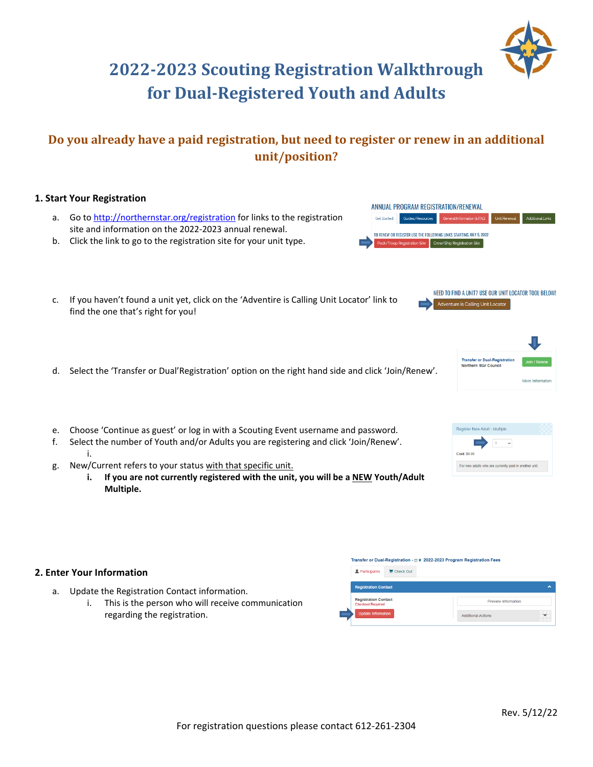# 2022-2023 Scouting Registration Walkthrough for Dual-Registered Youth and Adults

## Do you already have a paid registration, but need to register or renew in an additional unit/position?

### 1. Start Your Registration

a. Go to http://northernstar.org/registration for links to the registration site and information on the 2022-2023 annual renewal.
b. Click the link to go to the registration site for your unit type.

c. If you haven't found a unit yet, click on the 'Adventire is Calling Unit Locator' link to find the one that's right for you!

d. Select the 'Transfer or Dual'Registration' option on the right hand side and click 'Join/Renew'.

e. Choose 'Continue as guest' or log in with a Scouting Event username and password.
f. Select the number of Youth and/or Adults you are registering and click 'Join/Renew'.
   i.
g. New/Current refers to your status <u>with that specific unit.</u>
   i. **If you are not currently registered with the unit, you will be a <u>NEW</u> Youth/Adult Multiple.**

### 2. Enter Your Information

a. Update the Registration Contact information.
   i. This is the person who will receive communication regarding the registration.

Rev. 5/12/22

For registration questions please contact 612-261-2304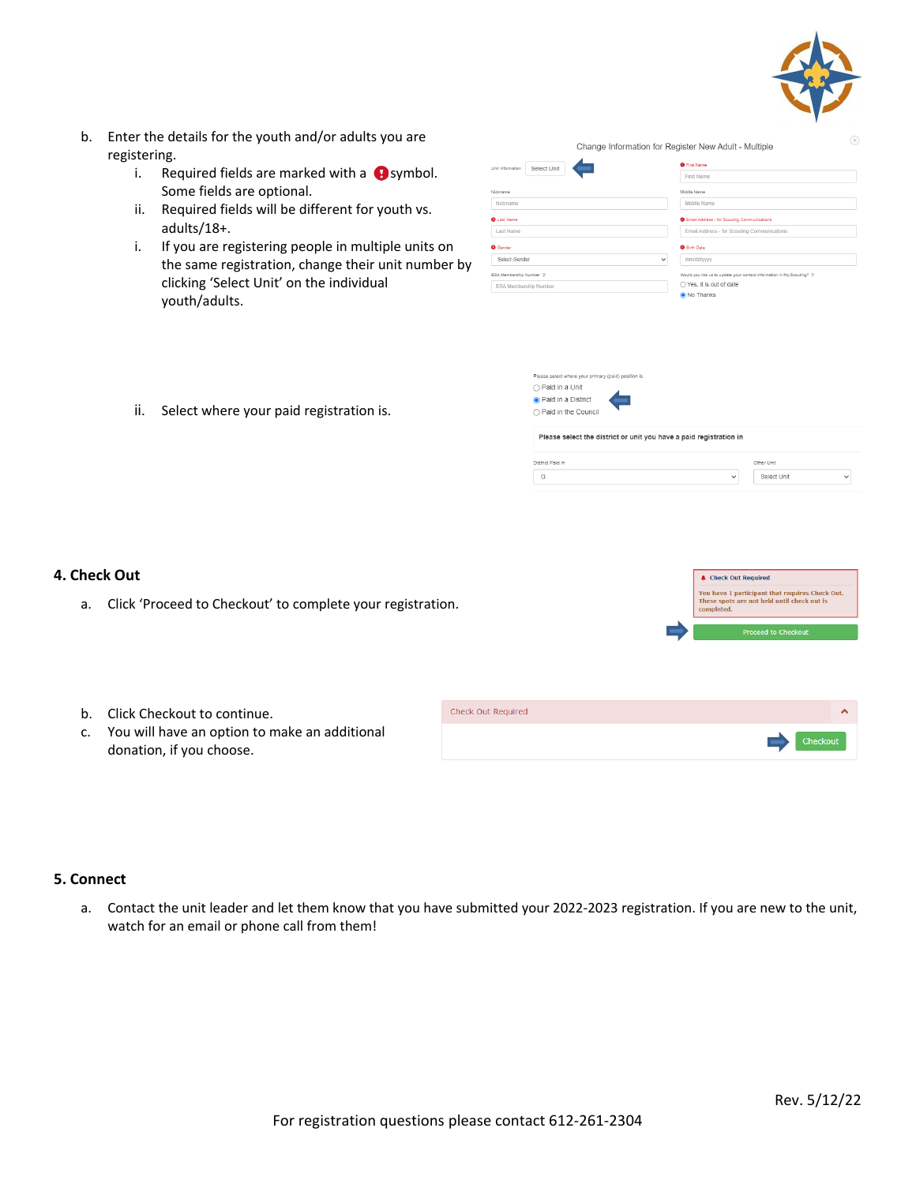b. Enter the details for the youth and/or adults you are registering.

   i. Required fields are marked with a ❗ symbol. Some fields are optional.

   ii. Required fields will be different for youth vs. adults/18+.

   i. If you are registering people in multiple units on the same registration, change their unit number by clicking 'Select Unit' on the individual youth/adults.

   ii. Select where your paid registration is.

## 4. Check Out

a. Click 'Proceed to Checkout' to complete your registration.

b. Click Checkout to continue.

c. You will have an option to make an additional donation, if you choose.

## 5. Connect

a. Contact the unit leader and let them know that you have submitted your 2022-2023 registration. If you are new to the unit, watch for an email or phone call from them!

Rev. 5/12/22

For registration questions please contact 612-261-2304